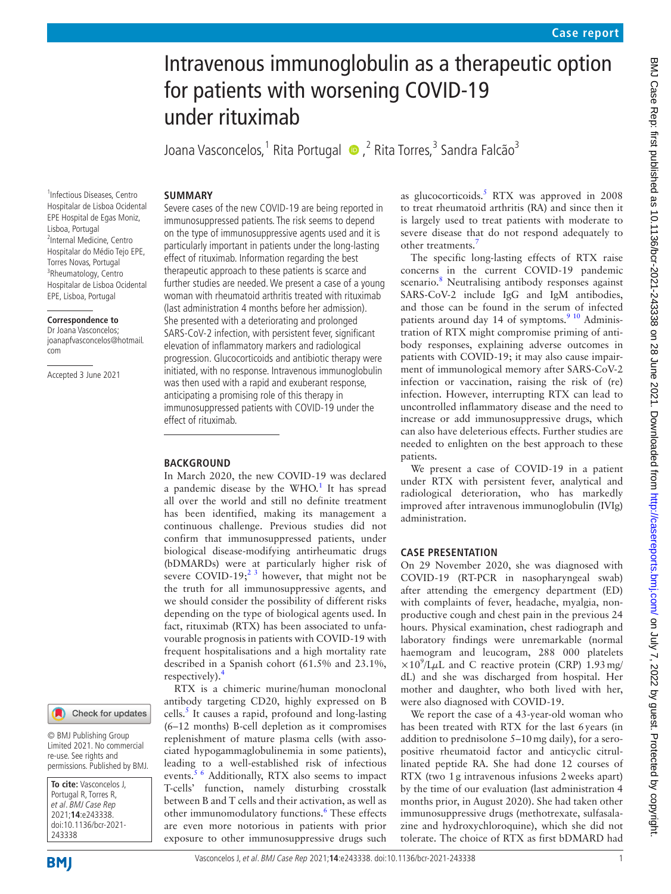# Intravenous immunoglobulin as a therapeutic option for patients with worsening COVID-19 under rituximab

Joana Vasconcelos,[1] Rita Portugal,[2] Rita Torres,[3] Sandra Falcão[3]

[1]Infectious Diseases, Centro Hospitalar de Lisboa Ocidental EPE Hospital de Egas Moniz, Lisboa, Portugal
[2]Internal Medicine, Centro Hospitalar do Médio Tejo EPE, Torres Novas, Portugal
[3]Rheumatology, Centro Hospitalar de Lisboa Ocidental EPE, Lisboa, Portugal

**Correspondence to**
Dr Joana Vasconcelos; joanapfvasconcelos@hotmail.com

Accepted 3 June 2021

© BMJ Publishing Group Limited 2021. No commercial re-use. See rights and permissions. Published by BMJ.

**To cite:** Vasconcelos J, Portugal R, Torres R, *et al. BMJ Case Rep* 2021;**14**:e243338. doi:10.1136/bcr-2021-243338

## SUMMARY

Severe cases of the new COVID-19 are being reported in immunosuppressed patients. The risk seems to depend on the type of immunosuppressive agents used and it is particularly important in patients under the long-lasting effect of rituximab. Information regarding the best therapeutic approach to these patients is scarce and further studies are needed. We present a case of a young woman with rheumatoid arthritis treated with rituximab (last administration 4 months before her admission). She presented with a deteriorating and prolonged SARS-CoV-2 infection, with persistent fever, significant elevation of inflammatory markers and radiological progression. Glucocorticoids and antibiotic therapy were initiated, with no response. Intravenous immunoglobulin was then used with a rapid and exuberant response, anticipating a promising role of this therapy in immunosuppressed patients with COVID-19 under the effect of rituximab.

## BACKGROUND

In March 2020, the new COVID-19 was declared a pandemic disease by the WHO.[1] It has spread all over the world and still no definite treatment has been identified, making its management a continuous challenge. Previous studies did not confirm that immunosuppressed patients, under biological disease-modifying antirheumatic drugs (bDMARDs) were at particularly higher risk of severe COVID-19;[2 3] however, that might not be the truth for all immunosuppressive agents, and we should consider the possibility of different risks depending on the type of biological agents used. In fact, rituximab (RTX) has been associated to unfavourable prognosis in patients with COVID-19 with frequent hospitalisations and a high mortality rate described in a Spanish cohort (61.5% and 23.1%, respectively).[4]

RTX is a chimeric murine/human monoclonal antibody targeting CD20, highly expressed on B cells.[5] It causes a rapid, profound and long-lasting (6–12 months) B-cell depletion as it compromises replenishment of mature plasma cells (with associated hypogammaglobulinemia in some patients), leading to a well-established risk of infectious events.[5 6] Additionally, RTX also seems to impact T-cells' function, namely disturbing crosstalk between B and T cells and their activation, as well as other immunomodulatory functions.[6] These effects are even more notorious in patients with prior exposure to other immunosuppressive drugs such as glucocorticoids.[5] RTX was approved in 2008 to treat rheumatoid arthritis (RA) and since then it is largely used to treat patients with moderate to severe disease that do not respond adequately to other treatments.[7]

The specific long-lasting effects of RTX raise concerns in the current COVID-19 pandemic scenario.[8] Neutralising antibody responses against SARS-CoV-2 include IgG and IgM antibodies, and those can be found in the serum of infected patients around day 14 of symptoms.[9 10] Administration of RTX might compromise priming of antibody responses, explaining adverse outcomes in patients with COVID-19; it may also cause impairment of immunological memory after SARS-CoV-2 infection or vaccination, raising the risk of (re) infection. However, interrupting RTX can lead to uncontrolled inflammatory disease and the need to increase or add immunosuppressive drugs, which can also have deleterious effects. Further studies are needed to enlighten on the best approach to these patients.

We present a case of COVID-19 in a patient under RTX with persistent fever, analytical and radiological deterioration, who has markedly improved after intravenous immunoglobulin (IVIg) administration.

## CASE PRESENTATION

On 29 November 2020, she was diagnosed with COVID-19 (RT-PCR in nasopharyngeal swab) after attending the emergency department (ED) with complaints of fever, headache, myalgia, non-productive cough and chest pain in the previous 24 hours. Physical examination, chest radiograph and laboratory findings were unremarkable (normal haemogram and leucogram, 288 000 platelets $\times 10^9$/LμL and C reactive protein (CRP) 1.93 mg/dL) and she was discharged from hospital. Her mother and daughter, who both lived with her, were also diagnosed with COVID-19.

We report the case of a 43-year-old woman who has been treated with RTX for the last 6 years (in addition to prednisolone 5–10 mg daily), for a seropositive rheumatoid factor and anticyclic citrullinated peptide RA. She had done 12 courses of RTX (two 1 g intravenous infusions 2 weeks apart) by the time of our evaluation (last administration 4 months prior, in August 2020). She had taken other immunosuppressive drugs (methotrexate, sulfasalazine and hydroxychloroquine), which she did not tolerate. The choice of RTX as first bDMARD had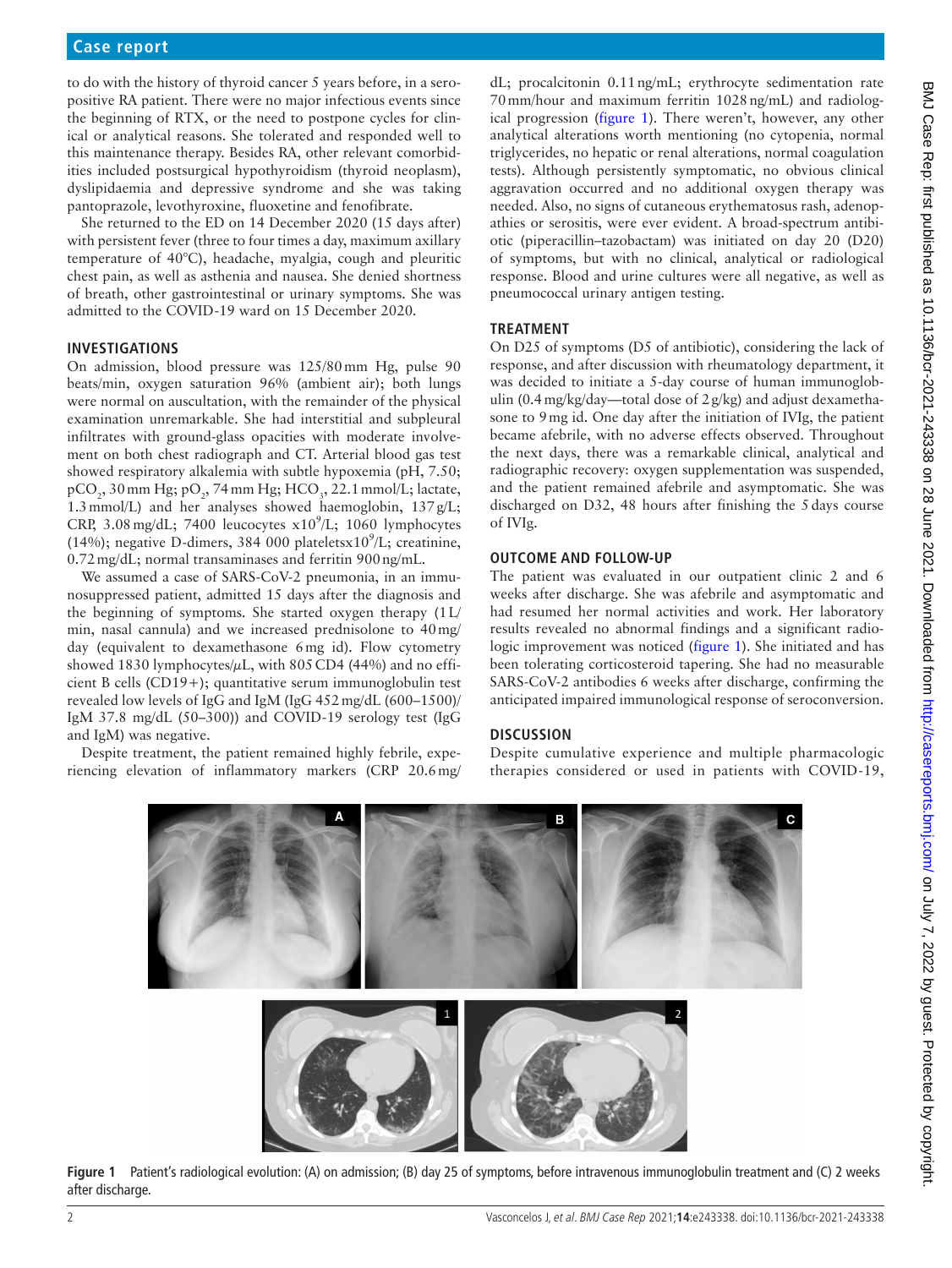to do with the history of thyroid cancer 5 years before, in a seropositive RA patient. There were no major infectious events since the beginning of RTX, or the need to postpone cycles for clinical or analytical reasons. She tolerated and responded well to this maintenance therapy. Besides RA, other relevant comorbidities included postsurgical hypothyroidism (thyroid neoplasm), dyslipidaemia and depressive syndrome and she was taking pantoprazole, levothyroxine, fluoxetine and fenofibrate.

She returned to the ED on 14 December 2020 (15 days after) with persistent fever (three to four times a day, maximum axillary temperature of 40°C), headache, myalgia, cough and pleuritic chest pain, as well as asthenia and nausea. She denied shortness of breath, other gastrointestinal or urinary symptoms. She was admitted to the COVID-19 ward on 15 December 2020.

## INVESTIGATIONS

On admission, blood pressure was 125/80 mm Hg, pulse 90 beats/min, oxygen saturation 96% (ambient air); both lungs were normal on auscultation, with the remainder of the physical examination unremarkable. She had interstitial and subpleural infiltrates with ground-glass opacities with moderate involvement on both chest radiograph and CT. Arterial blood gas test showed respiratory alkalemia with subtle hypoxemia (pH, 7.50; $pCO_2$, 30 mm Hg; $pO_2$, 74 mm Hg; $HCO_3$, 22.1 mmol/L; lactate, 1.3 mmol/L) and her analyses showed haemoglobin, 137 g/L; CRP, 3.08 mg/dL; 7400 leucocytes $x10^9$/L; 1060 lymphocytes (14%); negative D-dimers, 384 000 platelets$x10^9$/L; creatinine, 0.72 mg/dL; normal transaminases and ferritin 900 ng/mL.

We assumed a case of SARS-CoV-2 pneumonia, in an immunosuppressed patient, admitted 15 days after the diagnosis and the beginning of symptoms. She started oxygen therapy (1 L/min, nasal cannula) and we increased prednisolone to 40 mg/day (equivalent to dexamethasone 6 mg id). Flow cytometry showed 1830 lymphocytes/µL, with 805 CD4 (44%) and no efficient B cells (CD19+); quantitative serum immunoglobulin test revealed low levels of IgG and IgM (IgG 452 mg/dL (600–1500)/IgM 37.8 mg/dL (50–300)) and COVID-19 serology test (IgG and IgM) was negative.

Despite treatment, the patient remained highly febrile, experiencing elevation of inflammatory markers (CRP 20.6 mg/dL; procalcitonin 0.11 ng/mL; erythrocyte sedimentation rate 70 mm/hour and maximum ferritin 1028 ng/mL) and radiological progression (figure 1). There weren't, however, any other analytical alterations worth mentioning (no cytopenia, normal triglycerides, no hepatic or renal alterations, normal coagulation tests). Although persistently symptomatic, no obvious clinical aggravation occurred and no additional oxygen therapy was needed. Also, no signs of cutaneous erythematosus rash, adenopathies or serositis, were ever evident. A broad-spectrum antibiotic (piperacillin–tazobactam) was initiated on day 20 (D20) of symptoms, but with no clinical, analytical or radiological response. Blood and urine cultures were all negative, as well as pneumococcal urinary antigen testing.

## TREATMENT

On D25 of symptoms (D5 of antibiotic), considering the lack of response, and after discussion with rheumatology department, it was decided to initiate a 5-day course of human immunoglobulin (0.4 mg/kg/day—total dose of 2 g/kg) and adjust dexamethasone to 9 mg id. One day after the initiation of IVIg, the patient became afebrile, with no adverse effects observed. Throughout the next days, there was a remarkable clinical, analytical and radiographic recovery: oxygen supplementation was suspended, and the patient remained afebrile and asymptomatic. She was discharged on D32, 48 hours after finishing the 5 days course of IVIg.

## OUTCOME AND FOLLOW-UP

The patient was evaluated in our outpatient clinic 2 and 6 weeks after discharge. She was afebrile and asymptomatic and had resumed her normal activities and work. Her laboratory results revealed no abnormal findings and a significant radiologic improvement was noticed (figure 1). She initiated and has been tolerating corticosteroid tapering. She had no measurable SARS-CoV-2 antibodies 6 weeks after discharge, confirming the anticipated impaired immunological response of seroconversion.

## DISCUSSION

Despite cumulative experience and multiple pharmacologic therapies considered or used in patients with COVID-19,

**Figure 1** Patient's radiological evolution: (A) on admission; (B) day 25 of symptoms, before intravenous immunoglobulin treatment and (C) 2 weeks after discharge.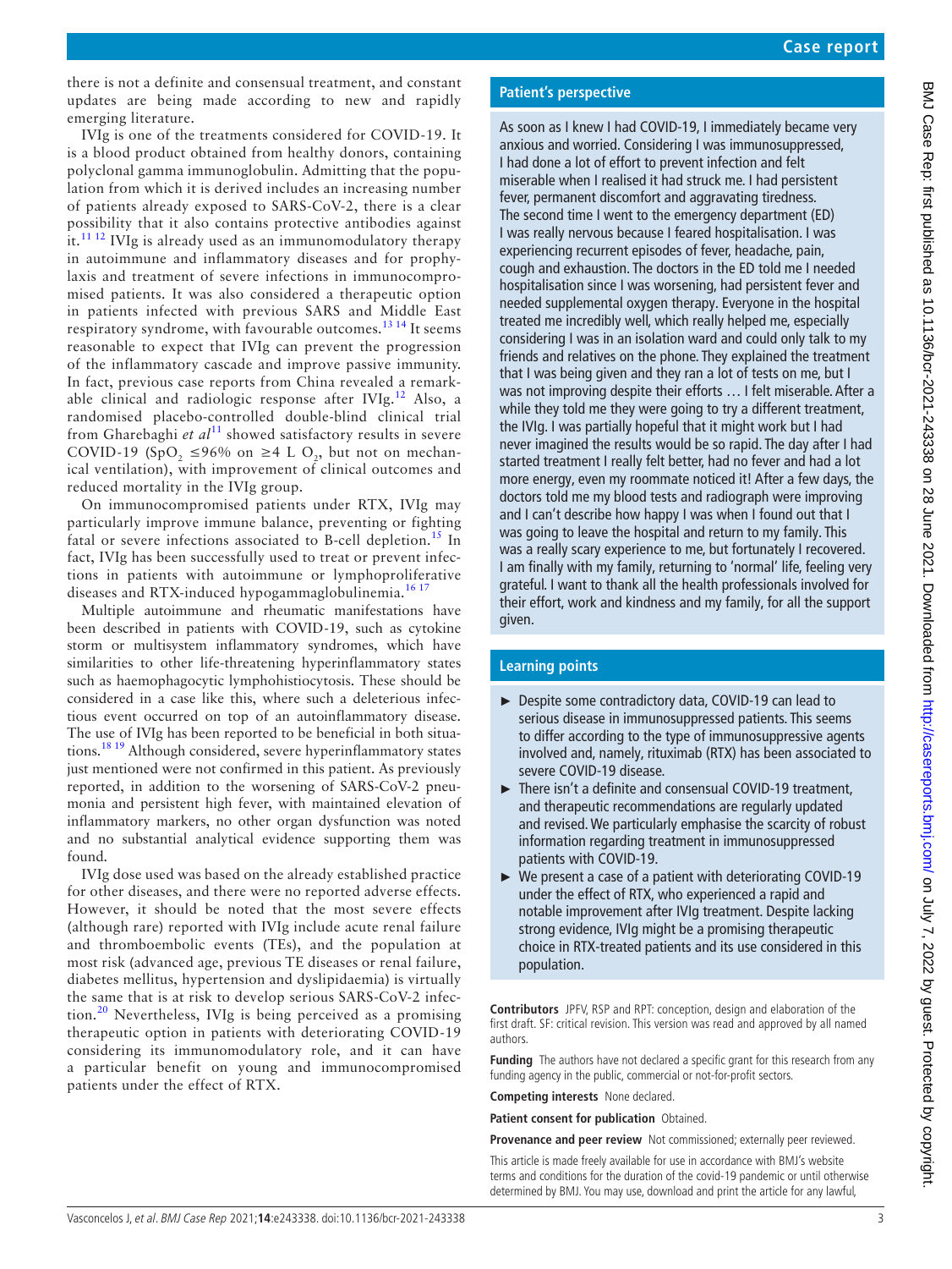there is not a definite and consensual treatment, and constant updates are being made according to new and rapidly emerging literature.

IVIg is one of the treatments considered for COVID-19. It is a blood product obtained from healthy donors, containing polyclonal gamma immunoglobulin. Admitting that the population from which it is derived includes an increasing number of patients already exposed to SARS-CoV-2, there is a clear possibility that it also contains protective antibodies against it.[11 12] IVIg is already used as an immunomodulatory therapy in autoimmune and inflammatory diseases and for prophylaxis and treatment of severe infections in immunocompromised patients. It was also considered a therapeutic option in patients infected with previous SARS and Middle East respiratory syndrome, with favourable outcomes.[13 14] It seems reasonable to expect that IVIg can prevent the progression of the inflammatory cascade and improve passive immunity. In fact, previous case reports from China revealed a remarkable clinical and radiologic response after IVIg.[12] Also, a randomised placebo-controlled double-blind clinical trial from Gharebaghi *et al*[11] showed satisfactory results in severe COVID-19 ($SpO_2$ ≤96% on ≥4 L $O_2$, but not on mechanical ventilation), with improvement of clinical outcomes and reduced mortality in the IVIg group.

On immunocompromised patients under RTX, IVIg may particularly improve immune balance, preventing or fighting fatal or severe infections associated to B-cell depletion.[15] In fact, IVIg has been successfully used to treat or prevent infections in patients with autoimmune or lymphoproliferative diseases and RTX-induced hypogammaglobulinemia.[16 17]

Multiple autoimmune and rheumatic manifestations have been described in patients with COVID-19, such as cytokine storm or multisystem inflammatory syndromes, which have similarities to other life-threatening hyperinflammatory states such as haemophagocytic lymphohistiocytosis. These should be considered in a case like this, where such a deleterious infectious event occurred on top of an autoinflammatory disease. The use of IVIg has been reported to be beneficial in both situations.[18 19] Although considered, severe hyperinflammatory states just mentioned were not confirmed in this patient. As previously reported, in addition to the worsening of SARS-CoV-2 pneumonia and persistent high fever, with maintained elevation of inflammatory markers, no other organ dysfunction was noted and no substantial analytical evidence supporting them was found.

IVIg dose used was based on the already established practice for other diseases, and there were no reported adverse effects. However, it should be noted that the most severe effects (although rare) reported with IVIg include acute renal failure and thromboembolic events (TEs), and the population at most risk (advanced age, previous TE diseases or renal failure, diabetes mellitus, hypertension and dyslipidaemia) is virtually the same that is at risk to develop serious SARS-CoV-2 infection.[20] Nevertheless, IVIg is being perceived as a promising therapeutic option in patients with deteriorating COVID-19 considering its immunomodulatory role, and it can have a particular benefit on young and immunocompromised patients under the effect of RTX.

## Patient's perspective

As soon as I knew I had COVID-19, I immediately became very anxious and worried. Considering I was immunosuppressed, I had done a lot of effort to prevent infection and felt miserable when I realised it had struck me. I had persistent fever, permanent discomfort and aggravating tiredness. The second time I went to the emergency department (ED) I was really nervous because I feared hospitalisation. I was experiencing recurrent episodes of fever, headache, pain, cough and exhaustion. The doctors in the ED told me I needed hospitalisation since I was worsening, had persistent fever and needed supplemental oxygen therapy. Everyone in the hospital treated me incredibly well, which really helped me, especially considering I was in an isolation ward and could only talk to my friends and relatives on the phone. They explained the treatment that I was being given and they ran a lot of tests on me, but I was not improving despite their efforts … I felt miserable. After a while they told me they were going to try a different treatment, the IVIg. I was partially hopeful that it might work but I had never imagined the results would be so rapid. The day after I had started treatment I really felt better, had no fever and had a lot more energy, even my roommate noticed it! After a few days, the doctors told me my blood tests and radiograph were improving and I can't describe how happy I was when I found out that I was going to leave the hospital and return to my family. This was a really scary experience to me, but fortunately I recovered. I am finally with my family, returning to 'normal' life, feeling very grateful. I want to thank all the health professionals involved for their effort, work and kindness and my family, for all the support given.

## Learning points

- Despite some contradictory data, COVID-19 can lead to serious disease in immunosuppressed patients. This seems to differ according to the type of immunosuppressive agents involved and, namely, rituximab (RTX) has been associated to severe COVID-19 disease.
- There isn't a definite and consensual COVID-19 treatment, and therapeutic recommendations are regularly updated and revised. We particularly emphasise the scarcity of robust information regarding treatment in immunosuppressed patients with COVID-19.
- We present a case of a patient with deteriorating COVID-19 under the effect of RTX, who experienced a rapid and notable improvement after IVIg treatment. Despite lacking strong evidence, IVIg might be a promising therapeutic choice in RTX-treated patients and its use considered in this population.

**Contributors** JPFV, RSP and RPT: conception, design and elaboration of the first draft. SF: critical revision. This version was read and approved by all named authors.

**Funding** The authors have not declared a specific grant for this research from any funding agency in the public, commercial or not-for-profit sectors.

**Competing interests** None declared.

**Patient consent for publication** Obtained.

**Provenance and peer review** Not commissioned; externally peer reviewed.

This article is made freely available for use in accordance with BMJ's website terms and conditions for the duration of the covid-19 pandemic or until otherwise determined by BMJ. You may use, download and print the article for any lawful,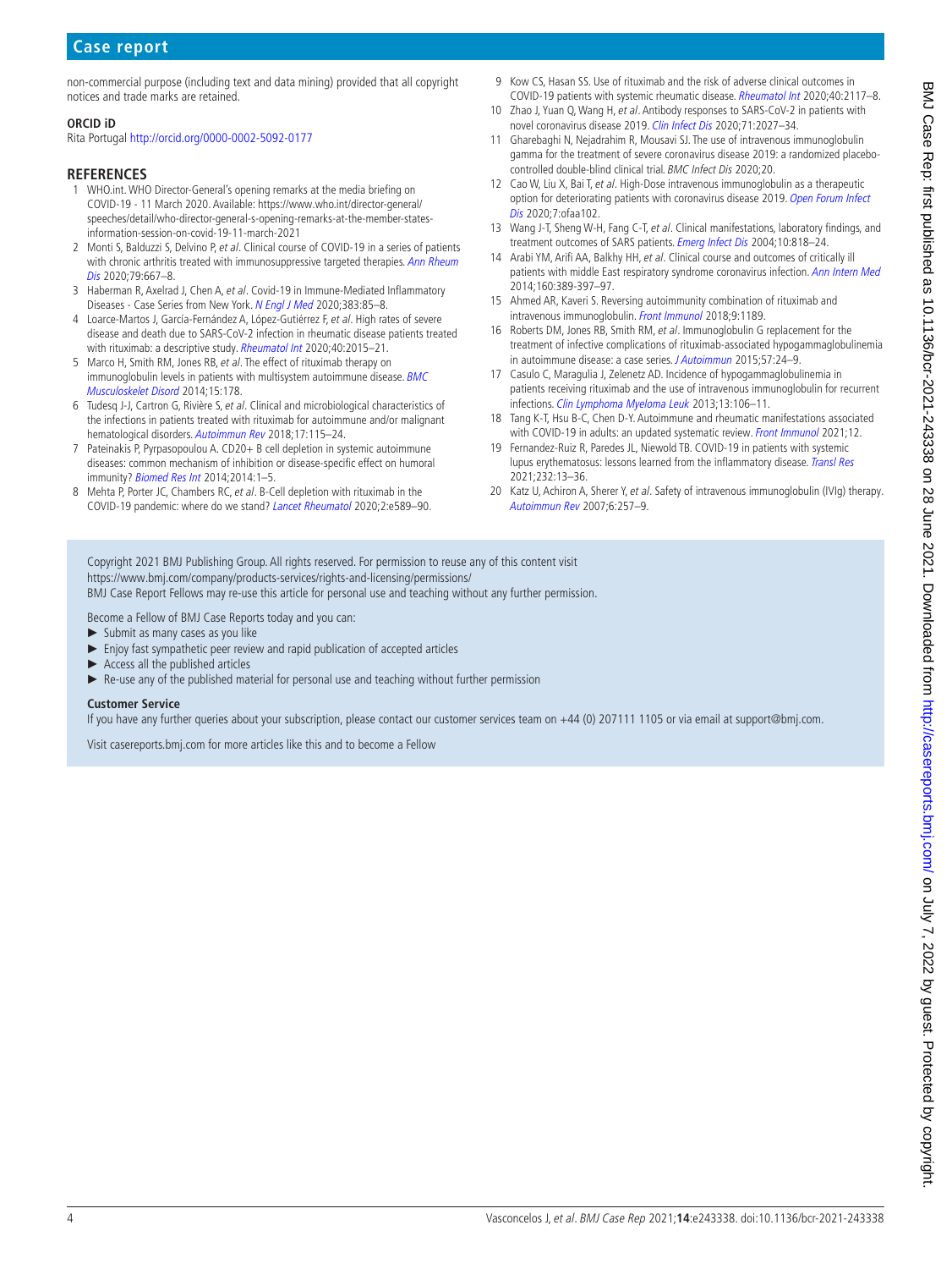non-commercial purpose (including text and data mining) provided that all copyright notices and trade marks are retained.

**ORCID iD**

Rita Portugal http://orcid.org/0000-0002-5092-0177

## REFERENCES

1. WHO.int. WHO Director-General's opening remarks at the media briefing on COVID-19 - 11 March 2020. Available: https://www.who.int/director-general/speeches/detail/who-director-general-s-opening-remarks-at-the-member-states-information-session-on-covid-19-11-march-2021
2. Monti S, Balduzzi S, Delvino P, *et al*. Clinical course of COVID-19 in a series of patients with chronic arthritis treated with immunosuppressive targeted therapies. *Ann Rheum Dis* 2020;79:667–8.
3. Haberman R, Axelrad J, Chen A, *et al*. Covid-19 in Immune-Mediated Inflammatory Diseases - Case Series from New York. *N Engl J Med* 2020;383:85–8.
4. Loarce-Martos J, García-Fernández A, López-Gutiérrez F, *et al*. High rates of severe disease and death due to SARS-CoV-2 infection in rheumatic disease patients treated with rituximab: a descriptive study. *Rheumatol Int* 2020;40:2015–21.
5. Marco H, Smith RM, Jones RB, *et al*. The effect of rituximab therapy on immunoglobulin levels in patients with multisystem autoimmune disease. *BMC Musculoskelet Disord* 2014;15:178.
6. Tudesq J-J, Cartron G, Rivière S, *et al*. Clinical and microbiological characteristics of the infections in patients treated with rituximab for autoimmune and/or malignant hematological disorders. *Autoimmun Rev* 2018;17:115–24.
7. Pateinakis P, Pyrpasopoulou A. CD20+ B cell depletion in systemic autoimmune diseases: common mechanism of inhibition or disease-specific effect on humoral immunity? *Biomed Res Int* 2014;2014:1–5.
8. Mehta P, Porter JC, Chambers RC, *et al*. B-Cell depletion with rituximab in the COVID-19 pandemic: where do we stand? *Lancet Rheumatol* 2020;2:e589–90.
9. Kow CS, Hasan SS. Use of rituximab and the risk of adverse clinical outcomes in COVID-19 patients with systemic rheumatic disease. *Rheumatol Int* 2020;40:2117–8.
10. Zhao J, Yuan Q, Wang H, *et al*. Antibody responses to SARS-CoV-2 in patients with novel coronavirus disease 2019. *Clin Infect Dis* 2020;71:2027–34.
11. Gharebaghi N, Nejadrahim R, Mousavi SJ. The use of intravenous immunoglobulin gamma for the treatment of severe coronavirus disease 2019: a randomized placebo-controlled double-blind clinical trial. *BMC Infect Dis* 2020;20.
12. Cao W, Liu X, Bai T, *et al*. High-Dose intravenous immunoglobulin as a therapeutic option for deteriorating patients with coronavirus disease 2019. *Open Forum Infect Dis* 2020;7:ofaa102.
13. Wang J-T, Sheng W-H, Fang C-T, *et al*. Clinical manifestations, laboratory findings, and treatment outcomes of SARS patients. *Emerg Infect Dis* 2004;10:818–24.
14. Arabi YM, Arifi AA, Balkhy HH, *et al*. Clinical course and outcomes of critically ill patients with middle East respiratory syndrome coronavirus infection. *Ann Intern Med* 2014;160:389-397–97.
15. Ahmed AR, Kaveri S. Reversing autoimmunity combination of rituximab and intravenous immunoglobulin. *Front Immunol* 2018;9:1189.
16. Roberts DM, Jones RB, Smith RM, *et al*. Immunoglobulin G replacement for the treatment of infective complications of rituximab-associated hypogammaglobulinemia in autoimmune disease: a case series. *J Autoimmun* 2015;57:24–9.
17. Casulo C, Maragulia J, Zelenetz AD. Incidence of hypogammaglobulinemia in patients receiving rituximab and the use of intravenous immunoglobulin for recurrent infections. *Clin Lymphoma Myeloma Leuk* 2013;13:106–11.
18. Tang K-T, Hsu B-C, Chen D-Y. Autoimmune and rheumatic manifestations associated with COVID-19 in adults: an updated systematic review. *Front Immunol* 2021;12.
19. Fernandez-Ruiz R, Paredes JL, Niewold TB. COVID-19 in patients with systemic lupus erythematosus: lessons learned from the inflammatory disease. *Transl Res* 2021;232:13–36.
20. Katz U, Achiron A, Sherer Y, *et al*. Safety of intravenous immunoglobulin (IVIg) therapy. *Autoimmun Rev* 2007;6:257–9.

Copyright 2021 BMJ Publishing Group. All rights reserved. For permission to reuse any of this content visit https://www.bmj.com/company/products-services/rights-and-licensing/permissions/
BMJ Case Report Fellows may re-use this article for personal use and teaching without any further permission.

Become a Fellow of BMJ Case Reports today and you can:

- Submit as many cases as you like
- Enjoy fast sympathetic peer review and rapid publication of accepted articles
- Access all the published articles
- Re-use any of the published material for personal use and teaching without further permission

**Customer Service**

If you have any further queries about your subscription, please contact our customer services team on +44 (0) 207111 1105 or via email at support@bmj.com.

Visit casereports.bmj.com for more articles like this and to become a Fellow